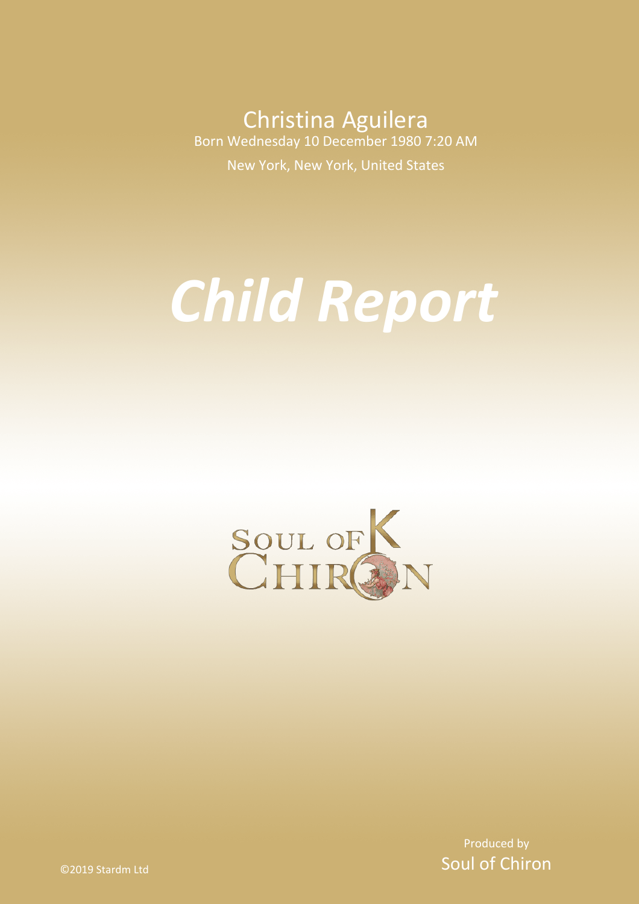Christina Aguilera

Born Wednesday 10 December 1980 7:20 AM

New York, New York, United States

# *Child Report*

SOUL OF CHIRON

Produced by

Soul of Chiron

©2019 Stardm Ltd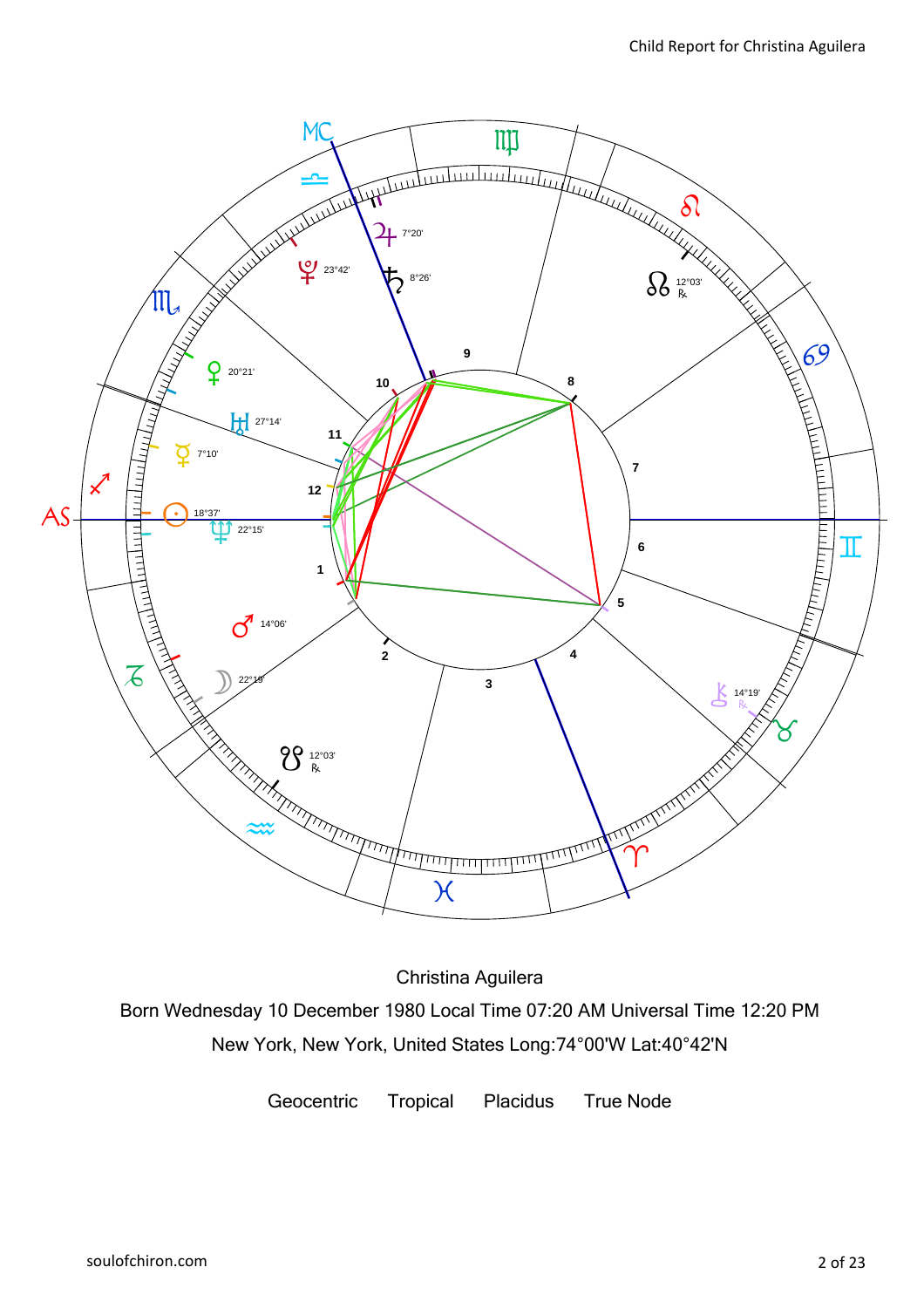Christina Aguilera

Born Wednesday 10 December 1980 Local Time 07:20 AM Universal Time 12:20 PM

New York, New York, United States Long:74°00'W Lat:40°42'N

Geocentric Tropical Placidus True Node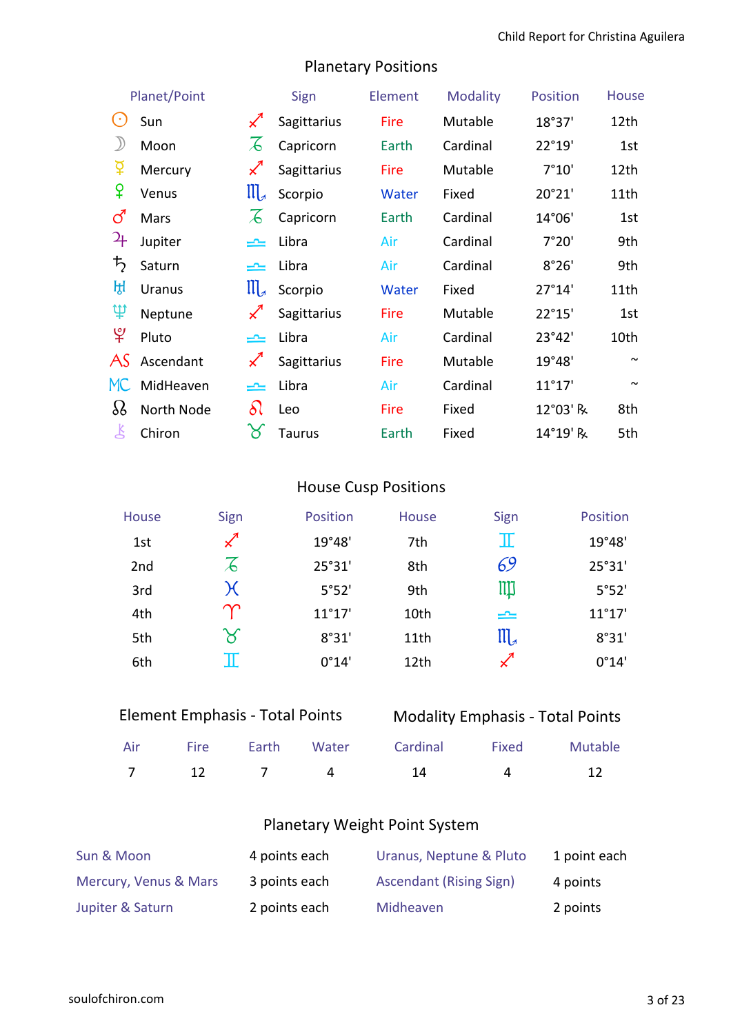## Planetary Positions

| Planet/Point | Sign | Element | Modality | Position | House |
|---|---|---|---|---|---|
| ☉ Sun | ♐ Sagittarius | Fire | Mutable | 18°37' | 12th |
| ☽ Moon | ♑ Capricorn | Earth | Cardinal | 22°19' | 1st |
| ☿ Mercury | ♐ Sagittarius | Fire | Mutable | 7°10' | 12th |
| ♀ Venus | ♏ Scorpio | Water | Fixed | 20°21' | 11th |
| ♂ Mars | ♑ Capricorn | Earth | Cardinal | 14°06' | 1st |
| ♃ Jupiter | ♎ Libra | Air | Cardinal | 7°20' | 9th |
| ♄ Saturn | ♎ Libra | Air | Cardinal | 8°26' | 9th |
| ♅ Uranus | ♏ Scorpio | Water | Fixed | 27°14' | 11th |
| ♆ Neptune | ♐ Sagittarius | Fire | Mutable | 22°15' | 1st |
| ♇ Pluto | ♎ Libra | Air | Cardinal | 23°42' | 10th |
| AS Ascendant | ♐ Sagittarius | Fire | Mutable | 19°48' | ~ |
| MC MidHeaven | ♎ Libra | Air | Cardinal | 11°17' | ~ |
| ☊ North Node | ♌ Leo | Fire | Fixed | 12°03' ℞ | 8th |
| ⚷ Chiron | ♉ Taurus | Earth | Fixed | 14°19' ℞ | 5th |

## House Cusp Positions

| House | Sign | Position | House | Sign | Position |
|---|---|---|---|---|---|
| 1st | ♐ | 19°48' | 7th | ♊ | 19°48' |
| 2nd | ♑ | 25°31' | 8th | ♋ | 25°31' |
| 3rd | ♓ | 5°52' | 9th | ♍ | 5°52' |
| 4th | ♈ | 11°17' | 10th | ♎ | 11°17' |
| 5th | ♉ | 8°31' | 11th | ♏ | 8°31' |
| 6th | ♊ | 0°14' | 12th | ♐ | 0°14' |

## Element Emphasis - Total Points

| Air | Fire | Earth | Water |
|---|---|---|---|
| 7 | 12 | 7 | 4 |

## Modality Emphasis - Total Points

| Cardinal | Fixed | Mutable |
|---|---|---|
| 14 | 4 | 12 |

## Planetary Weight Point System

| | | | |
|---|---|---|---|
| Sun & Moon | 4 points each | Uranus, Neptune & Pluto | 1 point each |
| Mercury, Venus & Mars | 3 points each | Ascendant (Rising Sign) | 4 points |
| Jupiter & Saturn | 2 points each | Midheaven | 2 points |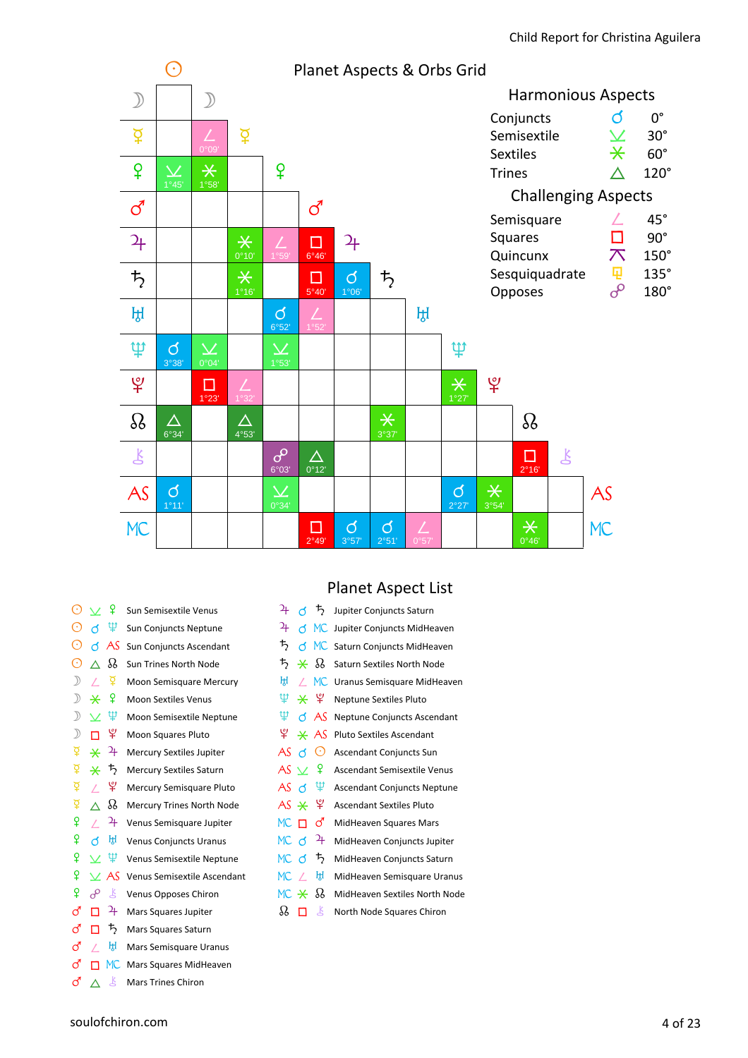## Planet Aspects & Orbs Grid

| | ☉ | ☽ | ☿ | ♀ | ♂ | ♃ | ♄ | ♅ | ♆ | ♇ | ☊ | ⚷ |
|---|---|---|---|---|---|---|---|---|---|---|---|---|
| ☽ | | | | | | | | | | | | |
| ☿ | | ∠ 0°09' | | | | | | | | | | |
| ♀ | ⚺ 1°45' | ⚹ 1°58' | | | | | | | | | | |
| ♂ | | | | | | | | | | | | |
| ♃ | | | ⚹ 0°10' | ∠ 1°59' | □ 6°46' | | | | | | | |
| ♄ | | | ⚹ 1°16' | | □ 5°40' | ☌ 1°06' | | | | | | |
| ♅ | | | | ☌ 6°52' | ∠ 1°52' | | | | | | | |
| ♆ | ☌ 3°38' | ⚺ 0°04' | | ⚺ 1°53' | | | | | | | | |
| ♇ | | □ 1°23' | ∠ 1°32' | | | | | | ⚹ 1°27' | | | |
| ☊ | △ 6°34' | | △ 4°53' | | | | ⚹ 3°37' | | | | | |
| ⚷ | | | | ☍ 6°03' | △ 0°12' | | | | | | □ 2°16' | |
| AS | ☌ 1°11' | | | ⚺ 0°34' | | | | | ☌ 2°27' | ⚹ 3°54' | | |
| MC | | | | | □ 2°49' | ☌ 3°57' | ☌ 2°51' | ∠ 0°57' | | | ⚹ 0°46' | |

### Harmonious Aspects

| | | |
|---|---|---|
| Conjuncts | ☌ | 0° |
| Semisextile | ⚺ | 30° |
| Sextiles | ⚹ | 60° |
| Trines | △ | 120° |

### Challenging Aspects

| | | |
|---|---|---|
| Semisquare | ∠ | 45° |
| Squares | □ | 90° |
| Quincunx | ⚻ | 150° |
| Sesquiquadrate | ⚼ | 135° |
| Opposes | ☍ | 180° |

## Planet Aspect List

- ☉ ⚺ ♀ Sun Semisextile Venus
- ☉ ☌ ♆ Sun Conjuncts Neptune
- ☉ ☌ AS Sun Conjuncts Ascendant
- ☉ △ ☊ Sun Trines North Node
- ☽ ∠ ☿ Moon Semisquare Mercury
- ☽ ⚹ ♀ Moon Sextiles Venus
- ☽ ⚺ ♆ Moon Semisextile Neptune
- ☽ □ ♇ Moon Squares Pluto
- ☿ ⚹ ♃ Mercury Sextiles Jupiter
- ☿ ⚹ ♄ Mercury Sextiles Saturn
- ☿ ∠ ♇ Mercury Semisquare Pluto
- ☿ △ ☊ Mercury Trines North Node
- ♀ ∠ ♃ Venus Semisquare Jupiter
- ♀ ☌ ♅ Venus Conjuncts Uranus
- ♀ ⚺ ♆ Venus Semisextile Neptune
- ♀ ⚺ AS Venus Semisextile Ascendant
- ♀ ☍ ⚷ Venus Opposes Chiron
- ♂ □ ♃ Mars Squares Jupiter
- ♂ □ ♄ Mars Squares Saturn
- ♂ ∠ ♅ Mars Semisquare Uranus
- ♂ □ MC Mars Squares MidHeaven
- ♂ △ ⚷ Mars Trines Chiron
- ♃ ☌ ♄ Jupiter Conjuncts Saturn
- ♃ ☌ MC Jupiter Conjuncts MidHeaven
- ♄ ☌ MC Saturn Conjuncts MidHeaven
- ♄ ⚹ ☊ Saturn Sextiles North Node
- ♅ ∠ MC Uranus Semisquare MidHeaven
- ♆ ⚹ ♇ Neptune Sextiles Pluto
- ♆ ☌ AS Neptune Conjuncts Ascendant
- ♇ ⚹ AS Pluto Sextiles Ascendant
- AS ☌ ☉ Ascendant Conjuncts Sun
- AS ⚺ ♀ Ascendant Semisextile Venus
- AS ☌ ♆ Ascendant Conjuncts Neptune
- AS ⚹ ♇ Ascendant Sextiles Pluto
- MC □ ♂ MidHeaven Squares Mars
- MC ☌ ♃ MidHeaven Conjuncts Jupiter
- MC ☌ ♄ MidHeaven Conjuncts Saturn
- MC ∠ ♅ MidHeaven Semisquare Uranus
- MC ⚹ ☊ MidHeaven Sextiles North Node
- ☊ □ ⚷ North Node Squares Chiron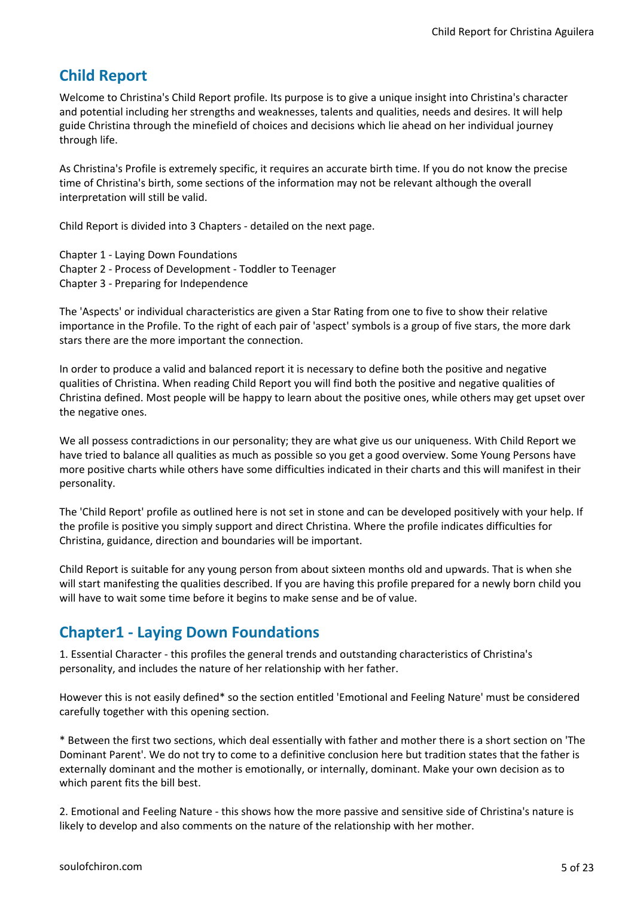## Child Report

Welcome to Christina's Child Report profile. Its purpose is to give a unique insight into Christina's character and potential including her strengths and weaknesses, talents and qualities, needs and desires. It will help guide Christina through the minefield of choices and decisions which lie ahead on her individual journey through life.

As Christina's Profile is extremely specific, it requires an accurate birth time. If you do not know the precise time of Christina's birth, some sections of the information may not be relevant although the overall interpretation will still be valid.

Child Report is divided into 3 Chapters - detailed on the next page.

Chapter 1 - Laying Down Foundations
Chapter 2 - Process of Development - Toddler to Teenager
Chapter 3 - Preparing for Independence

The 'Aspects' or individual characteristics are given a Star Rating from one to five to show their relative importance in the Profile. To the right of each pair of 'aspect' symbols is a group of five stars, the more dark stars there are the more important the connection.

In order to produce a valid and balanced report it is necessary to define both the positive and negative qualities of Christina. When reading Child Report you will find both the positive and negative qualities of Christina defined. Most people will be happy to learn about the positive ones, while others may get upset over the negative ones.

We all possess contradictions in our personality; they are what give us our uniqueness. With Child Report we have tried to balance all qualities as much as possible so you get a good overview. Some Young Persons have more positive charts while others have some difficulties indicated in their charts and this will manifest in their personality.

The 'Child Report' profile as outlined here is not set in stone and can be developed positively with your help. If the profile is positive you simply support and direct Christina. Where the profile indicates difficulties for Christina, guidance, direction and boundaries will be important.

Child Report is suitable for any young person from about sixteen months old and upwards. That is when she will start manifesting the qualities described. If you are having this profile prepared for a newly born child you will have to wait some time before it begins to make sense and be of value.

## Chapter1 - Laying Down Foundations

1. Essential Character - this profiles the general trends and outstanding characteristics of Christina's personality, and includes the nature of her relationship with her father.

However this is not easily defined* so the section entitled 'Emotional and Feeling Nature' must be considered carefully together with this opening section.

* Between the first two sections, which deal essentially with father and mother there is a short section on 'The Dominant Parent'. We do not try to come to a definitive conclusion here but tradition states that the father is externally dominant and the mother is emotionally, or internally, dominant. Make your own decision as to which parent fits the bill best.

2. Emotional and Feeling Nature - this shows how the more passive and sensitive side of Christina's nature is likely to develop and also comments on the nature of the relationship with her mother.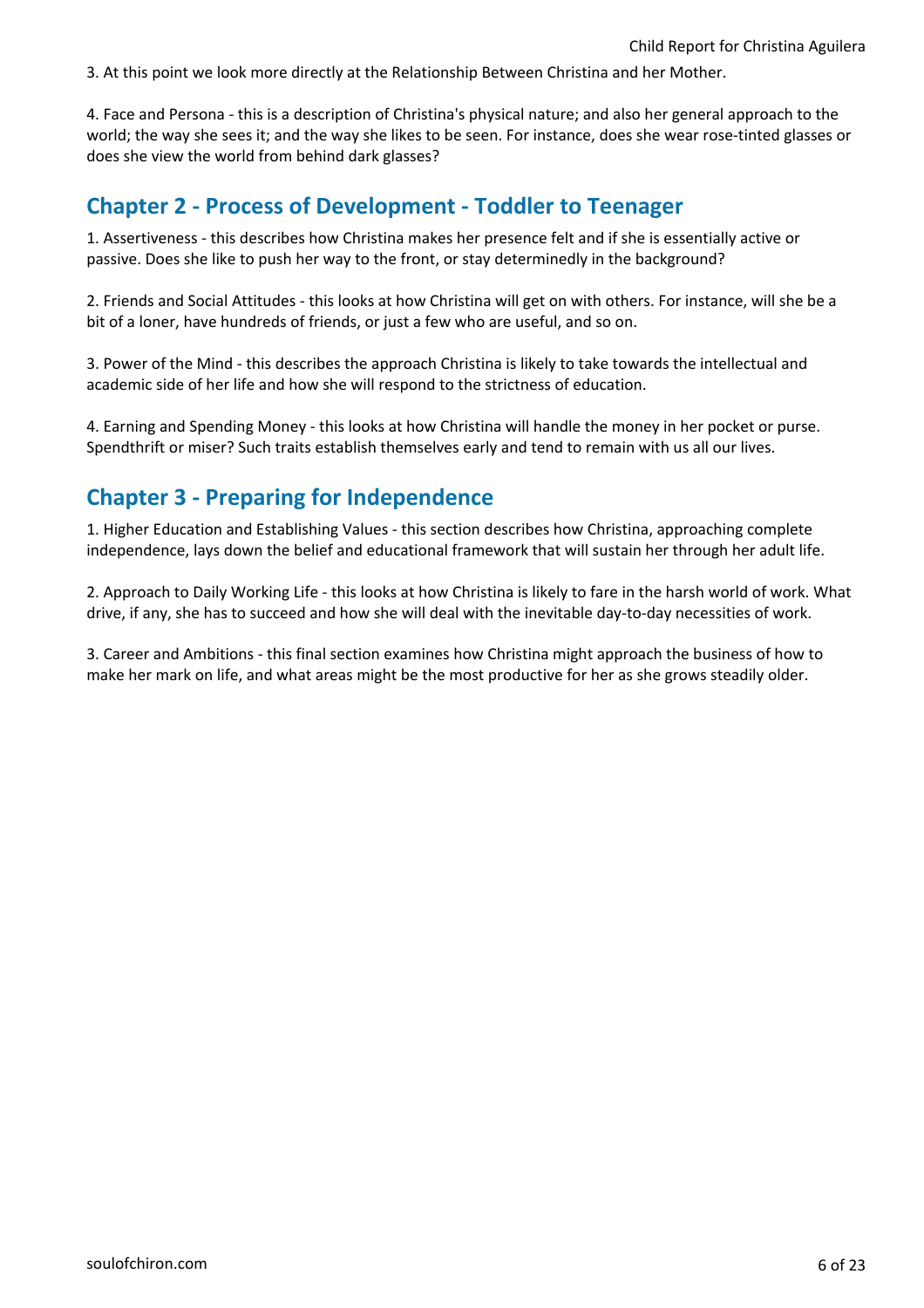3. At this point we look more directly at the Relationship Between Christina and her Mother.

4. Face and Persona - this is a description of Christina's physical nature; and also her general approach to the world; the way she sees it; and the way she likes to be seen. For instance, does she wear rose-tinted glasses or does she view the world from behind dark glasses?

## Chapter 2 - Process of Development - Toddler to Teenager

1. Assertiveness - this describes how Christina makes her presence felt and if she is essentially active or passive. Does she like to push her way to the front, or stay determinedly in the background?

2. Friends and Social Attitudes - this looks at how Christina will get on with others. For instance, will she be a bit of a loner, have hundreds of friends, or just a few who are useful, and so on.

3. Power of the Mind - this describes the approach Christina is likely to take towards the intellectual and academic side of her life and how she will respond to the strictness of education.

4. Earning and Spending Money - this looks at how Christina will handle the money in her pocket or purse. Spendthrift or miser? Such traits establish themselves early and tend to remain with us all our lives.

## Chapter 3 - Preparing for Independence

1. Higher Education and Establishing Values - this section describes how Christina, approaching complete independence, lays down the belief and educational framework that will sustain her through her adult life.

2. Approach to Daily Working Life - this looks at how Christina is likely to fare in the harsh world of work. What drive, if any, she has to succeed and how she will deal with the inevitable day-to-day necessities of work.

3. Career and Ambitions - this final section examines how Christina might approach the business of how to make her mark on life, and what areas might be the most productive for her as she grows steadily older.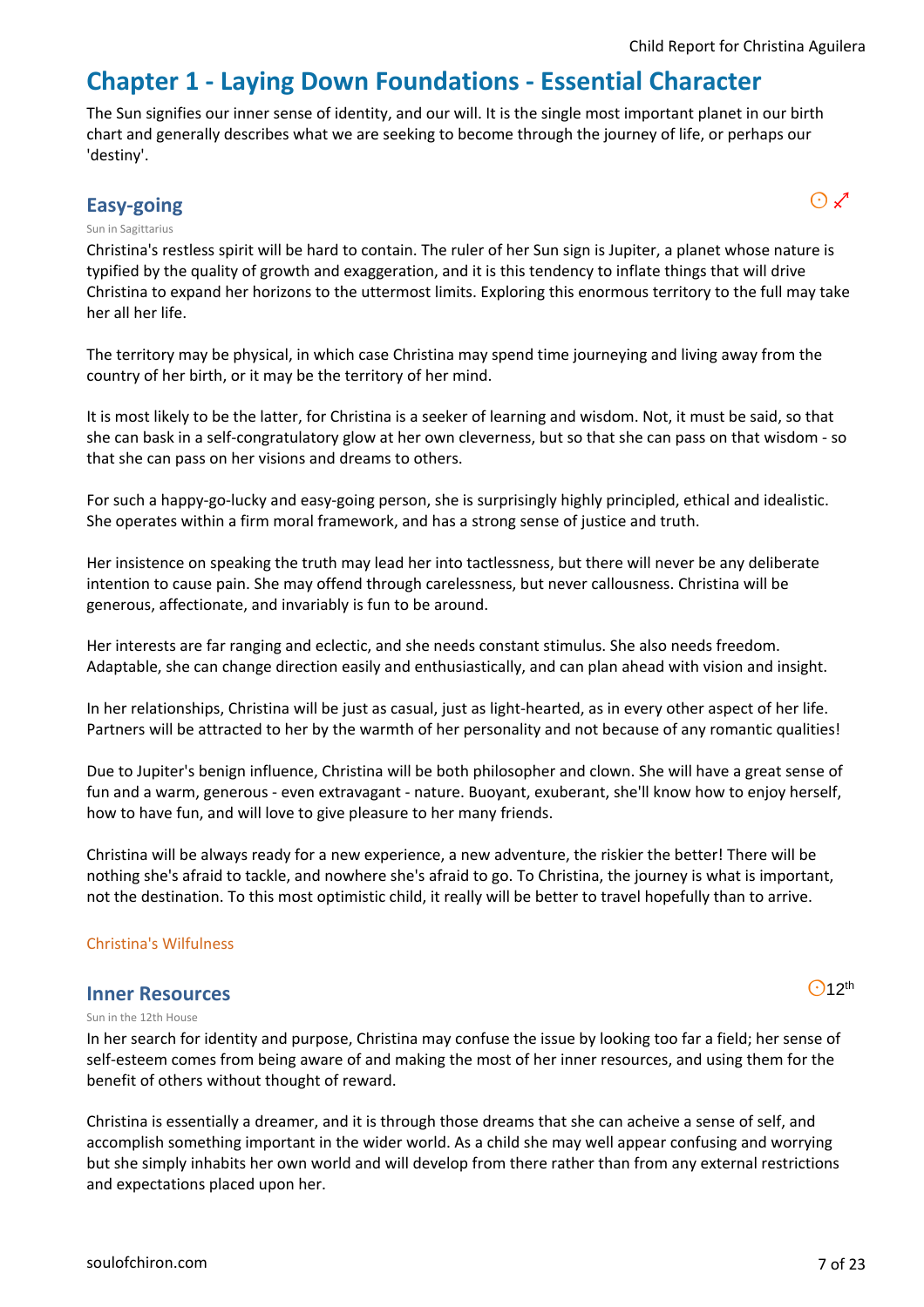# Chapter 1 - Laying Down Foundations - Essential Character

The Sun signifies our inner sense of identity, and our will. It is the single most important planet in our birth chart and generally describes what we are seeking to become through the journey of life, or perhaps our 'destiny'.

## Easy-going

Sun in Sagittarius

Christina's restless spirit will be hard to contain. The ruler of her Sun sign is Jupiter, a planet whose nature is typified by the quality of growth and exaggeration, and it is this tendency to inflate things that will drive Christina to expand her horizons to the uttermost limits. Exploring this enormous territory to the full may take her all her life.

The territory may be physical, in which case Christina may spend time journeying and living away from the country of her birth, or it may be the territory of her mind.

It is most likely to be the latter, for Christina is a seeker of learning and wisdom. Not, it must be said, so that she can bask in a self-congratulatory glow at her own cleverness, but so that she can pass on that wisdom - so that she can pass on her visions and dreams to others.

For such a happy-go-lucky and easy-going person, she is surprisingly highly principled, ethical and idealistic. She operates within a firm moral framework, and has a strong sense of justice and truth.

Her insistence on speaking the truth may lead her into tactlessness, but there will never be any deliberate intention to cause pain. She may offend through carelessness, but never callousness. Christina will be generous, affectionate, and invariably is fun to be around.

Her interests are far ranging and eclectic, and she needs constant stimulus. She also needs freedom. Adaptable, she can change direction easily and enthusiastically, and can plan ahead with vision and insight.

In her relationships, Christina will be just as casual, just as light-hearted, as in every other aspect of her life. Partners will be attracted to her by the warmth of her personality and not because of any romantic qualities!

Due to Jupiter's benign influence, Christina will be both philosopher and clown. She will have a great sense of fun and a warm, generous - even extravagant - nature. Buoyant, exuberant, she'll know how to enjoy herself, how to have fun, and will love to give pleasure to her many friends.

Christina will be always ready for a new experience, a new adventure, the riskier the better! There will be nothing she's afraid to tackle, and nowhere she's afraid to go. To Christina, the journey is what is important, not the destination. To this most optimistic child, it really will be better to travel hopefully than to arrive.

Christina's Wilfulness

## Inner Resources

Sun in the 12th House

In her search for identity and purpose, Christina may confuse the issue by looking too far a field; her sense of self-esteem comes from being aware of and making the most of her inner resources, and using them for the benefit of others without thought of reward.

Christina is essentially a dreamer, and it is through those dreams that she can acheive a sense of self, and accomplish something important in the wider world. As a child she may well appear confusing and worrying but she simply inhabits her own world and will develop from there rather than from any external restrictions and expectations placed upon her.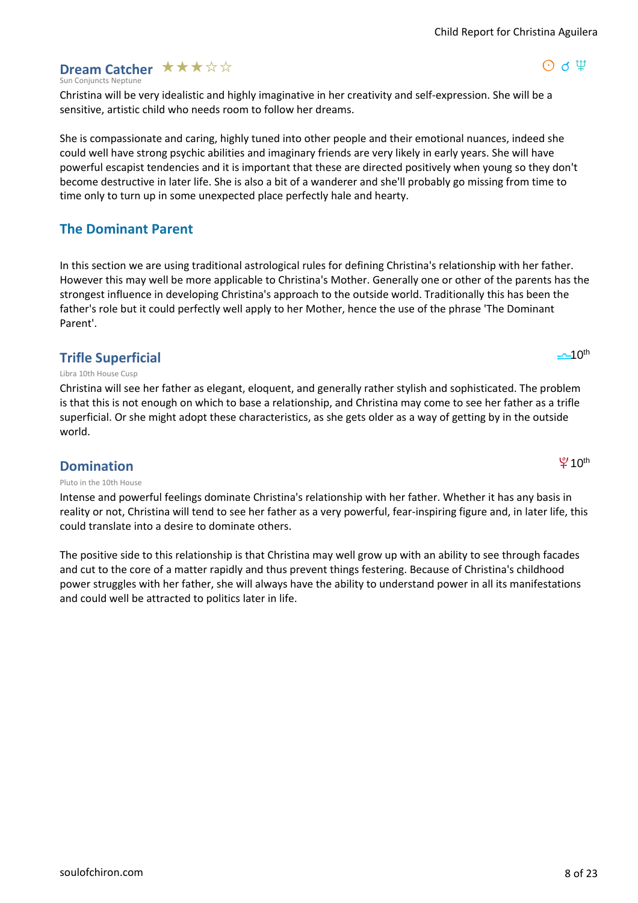### Dream Catcher ★★★☆☆

Sun Conjuncts Neptune

☉ ☌ ♆

Christina will be very idealistic and highly imaginative in her creativity and self-expression. She will be a sensitive, artistic child who needs room to follow her dreams.

She is compassionate and caring, highly tuned into other people and their emotional nuances, indeed she could well have strong psychic abilities and imaginary friends are very likely in early years. She will have powerful escapist tendencies and it is important that these are directed positively when young so they don't become destructive in later life. She is also a bit of a wanderer and she'll probably go missing from time to time only to turn up in some unexpected place perfectly hale and hearty.

## The Dominant Parent

In this section we are using traditional astrological rules for defining Christina's relationship with her father. However this may well be more applicable to Christina's Mother. Generally one or other of the parents has the strongest influence in developing Christina's approach to the outside world. Traditionally this has been the father's role but it could perfectly well apply to her Mother, hence the use of the phrase 'The Dominant Parent'.

### Trifle Superficial

♎ 10th

Libra 10th House Cusp

Christina will see her father as elegant, eloquent, and generally rather stylish and sophisticated. The problem is that this is not enough on which to base a relationship, and Christina may come to see her father as a trifle superficial. Or she might adopt these characteristics, as she gets older as a way of getting by in the outside world.

### Domination

♇ 10th

Pluto in the 10th House

Intense and powerful feelings dominate Christina's relationship with her father. Whether it has any basis in reality or not, Christina will tend to see her father as a very powerful, fear-inspiring figure and, in later life, this could translate into a desire to dominate others.

The positive side to this relationship is that Christina may well grow up with an ability to see through facades and cut to the core of a matter rapidly and thus prevent things festering. Because of Christina's childhood power struggles with her father, she will always have the ability to understand power in all its manifestations and could well be attracted to politics later in life.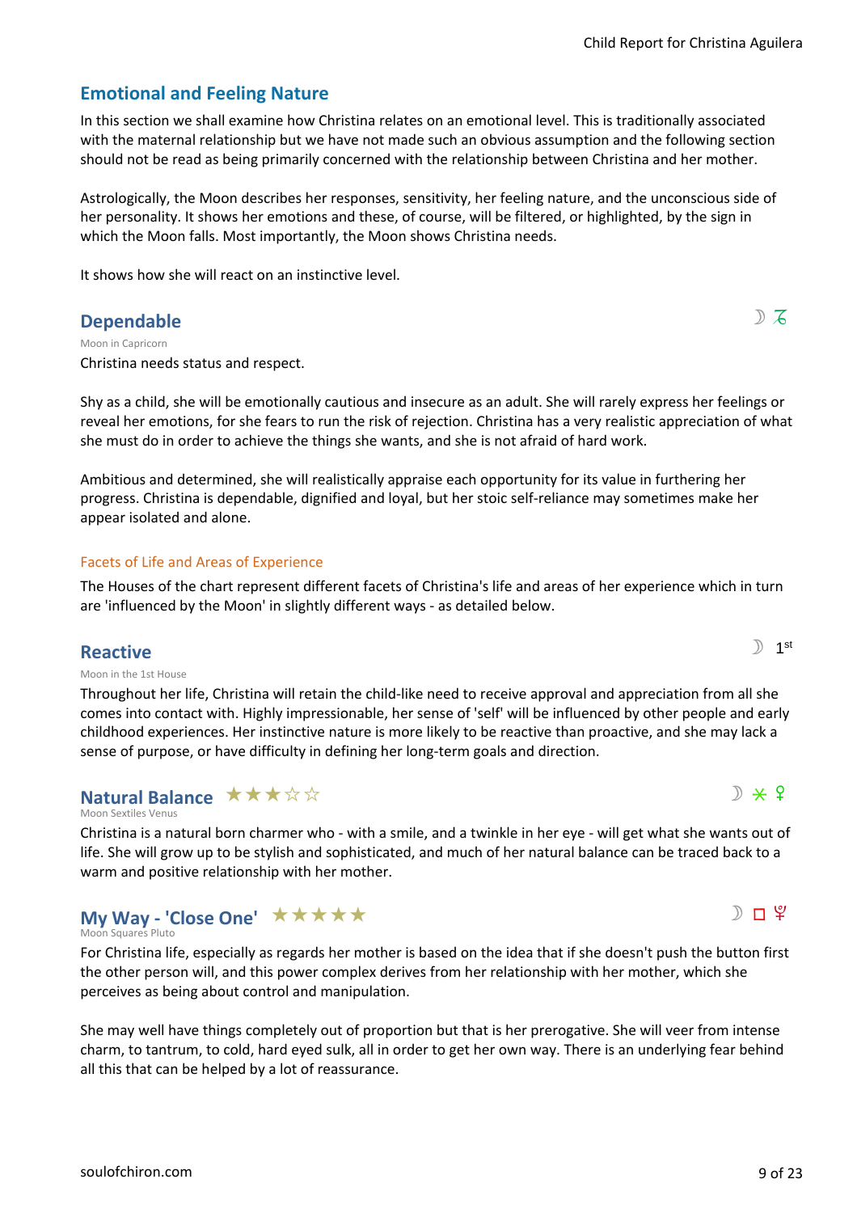## Emotional and Feeling Nature

In this section we shall examine how Christina relates on an emotional level. This is traditionally associated with the maternal relationship but we have not made such an obvious assumption and the following section should not be read as being primarily concerned with the relationship between Christina and her mother.

Astrologically, the Moon describes her responses, sensitivity, her feeling nature, and the unconscious side of her personality. It shows her emotions and these, of course, will be filtered, or highlighted, by the sign in which the Moon falls. Most importantly, the Moon shows Christina needs.

It shows how she will react on an instinctive level.

### Dependable

☽ ♑

Moon in Capricorn

Christina needs status and respect.

Shy as a child, she will be emotionally cautious and insecure as an adult. She will rarely express her feelings or reveal her emotions, for she fears to run the risk of rejection. Christina has a very realistic appreciation of what she must do in order to achieve the things she wants, and she is not afraid of hard work.

Ambitious and determined, she will realistically appraise each opportunity for its value in furthering her progress. Christina is dependable, dignified and loyal, but her stoic self-reliance may sometimes make her appear isolated and alone.

#### Facets of Life and Areas of Experience

The Houses of the chart represent different facets of Christina's life and areas of her experience which in turn are 'influenced by the Moon' in slightly different ways - as detailed below.

### Reactive

☽ 1st

Moon in the 1st House

Throughout her life, Christina will retain the child-like need to receive approval and appreciation from all she comes into contact with. Highly impressionable, her sense of 'self' will be influenced by other people and early childhood experiences. Her instinctive nature is more likely to be reactive than proactive, and she may lack a sense of purpose, or have difficulty in defining her long-term goals and direction.

### Natural Balance ★★★☆☆

☽ ⚹ ♀

Moon Sextiles Venus

Christina is a natural born charmer who - with a smile, and a twinkle in her eye - will get what she wants out of life. She will grow up to be stylish and sophisticated, and much of her natural balance can be traced back to a warm and positive relationship with her mother.

### My Way - 'Close One' ★★★★★

☽ □ ♇

Moon Squares Pluto

For Christina life, especially as regards her mother is based on the idea that if she doesn't push the button first the other person will, and this power complex derives from her relationship with her mother, which she perceives as being about control and manipulation.

She may well have things completely out of proportion but that is her prerogative. She will veer from intense charm, to tantrum, to cold, hard eyed sulk, all in order to get her own way. There is an underlying fear behind all this that can be helped by a lot of reassurance.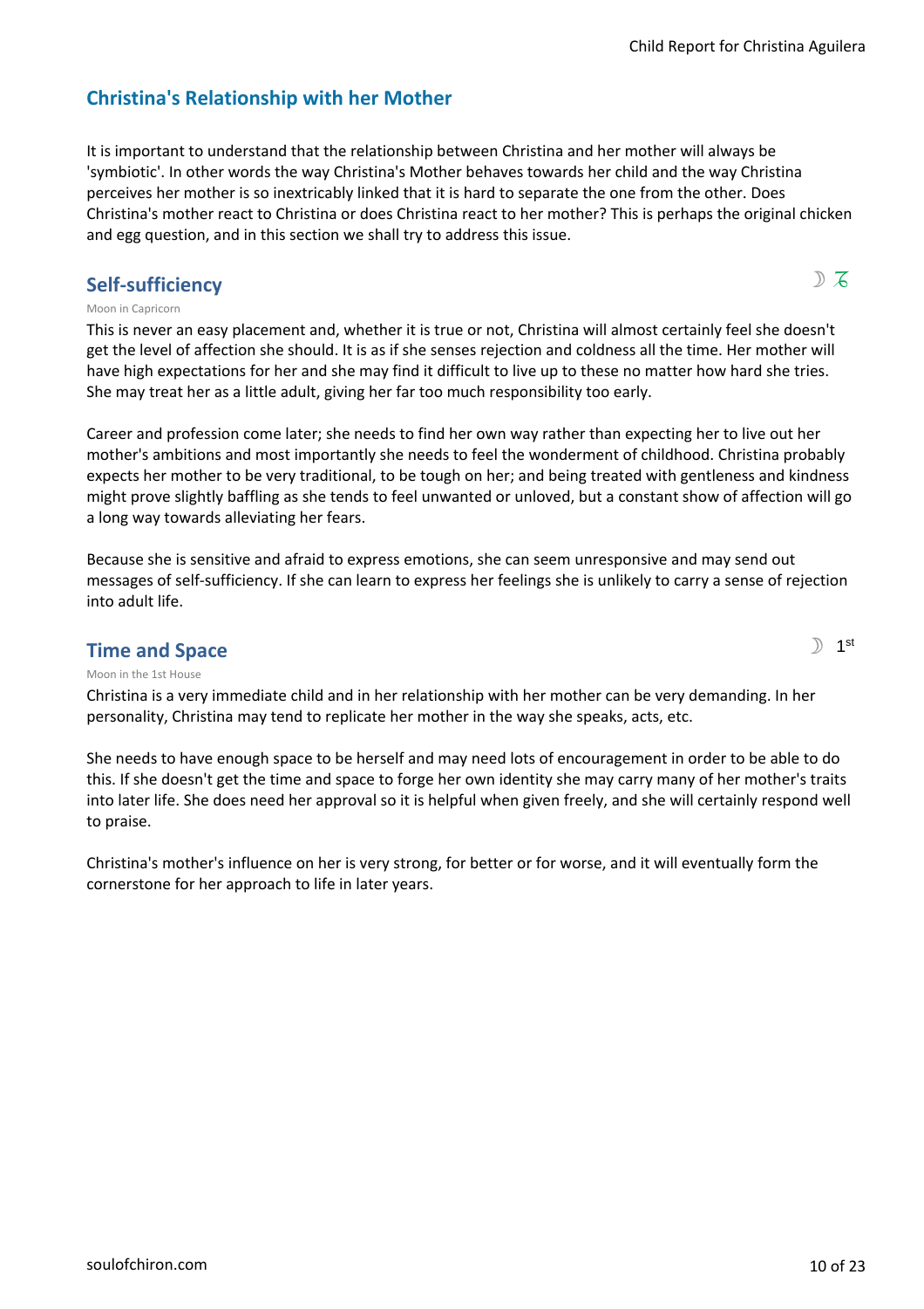## Christina's Relationship with her Mother

It is important to understand that the relationship between Christina and her mother will always be 'symbiotic'. In other words the way Christina's Mother behaves towards her child and the way Christina perceives her mother is so inextricably linked that it is hard to separate the one from the other. Does Christina's mother react to Christina or does Christina react to her mother? This is perhaps the original chicken and egg question, and in this section we shall try to address this issue.

### Self-sufficiency

☽ ♑

Moon in Capricorn

This is never an easy placement and, whether it is true or not, Christina will almost certainly feel she doesn't get the level of affection she should. It is as if she senses rejection and coldness all the time. Her mother will have high expectations for her and she may find it difficult to live up to these no matter how hard she tries. She may treat her as a little adult, giving her far too much responsibility too early.

Career and profession come later; she needs to find her own way rather than expecting her to live out her mother's ambitions and most importantly she needs to feel the wonderment of childhood. Christina probably expects her mother to be very traditional, to be tough on her; and being treated with gentleness and kindness might prove slightly baffling as she tends to feel unwanted or unloved, but a constant show of affection will go a long way towards alleviating her fears.

Because she is sensitive and afraid to express emotions, she can seem unresponsive and may send out messages of self-sufficiency. If she can learn to express her feelings she is unlikely to carry a sense of rejection into adult life.

### Time and Space

☽ 1st

Moon in the 1st House

Christina is a very immediate child and in her relationship with her mother can be very demanding. In her personality, Christina may tend to replicate her mother in the way she speaks, acts, etc.

She needs to have enough space to be herself and may need lots of encouragement in order to be able to do this. If she doesn't get the time and space to forge her own identity she may carry many of her mother's traits into later life. She does need her approval so it is helpful when given freely, and she will certainly respond well to praise.

Christina's mother's influence on her is very strong, for better or for worse, and it will eventually form the cornerstone for her approach to life in later years.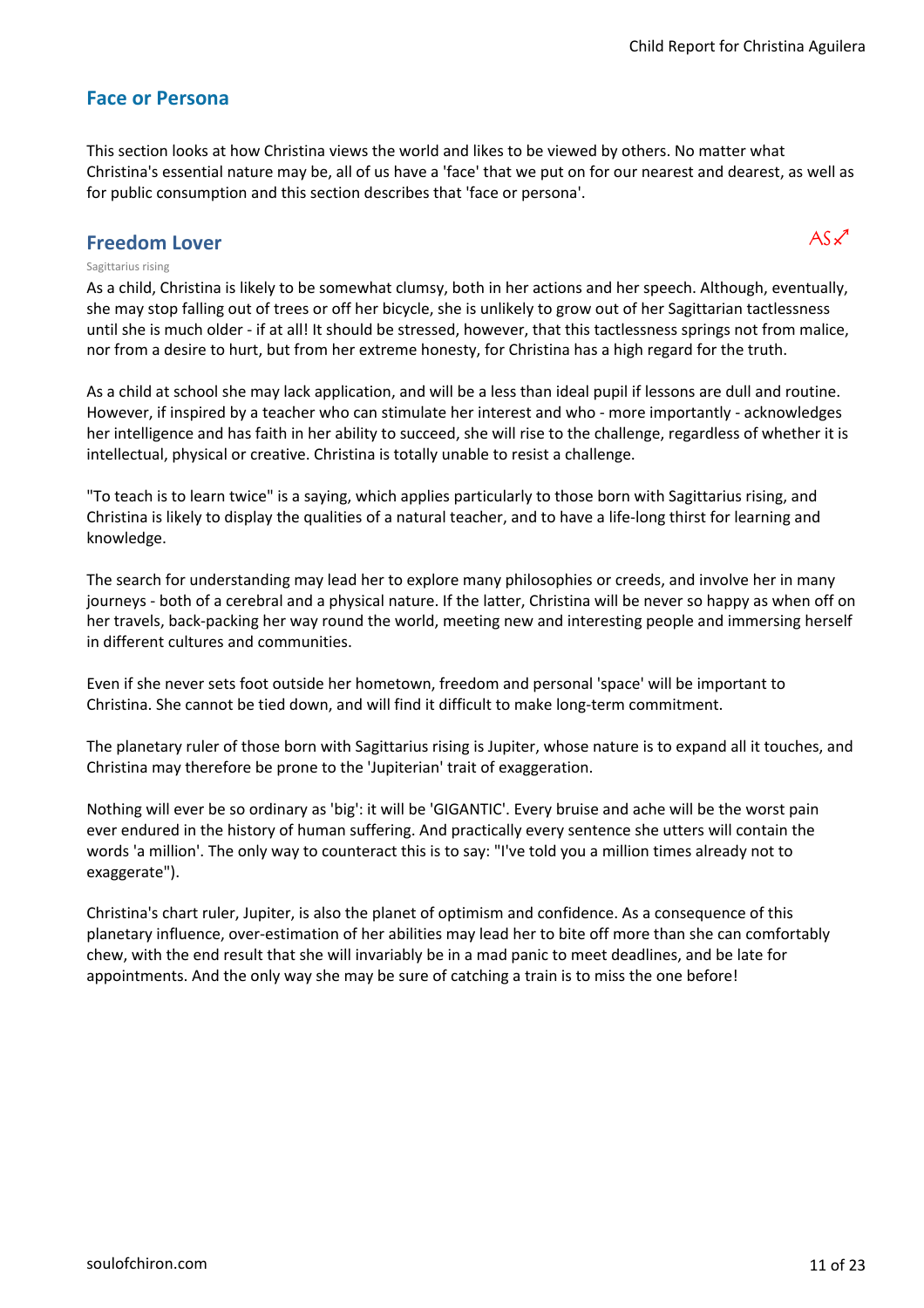## Face or Persona

This section looks at how Christina views the world and likes to be viewed by others. No matter what Christina's essential nature may be, all of us have a 'face' that we put on for our nearest and dearest, as well as for public consumption and this section describes that 'face or persona'.

### Freedom Lover

AS ♐

Sagittarius rising

As a child, Christina is likely to be somewhat clumsy, both in her actions and her speech. Although, eventually, she may stop falling out of trees or off her bicycle, she is unlikely to grow out of her Sagittarian tactlessness until she is much older - if at all! It should be stressed, however, that this tactlessness springs not from malice, nor from a desire to hurt, but from her extreme honesty, for Christina has a high regard for the truth.

As a child at school she may lack application, and will be a less than ideal pupil if lessons are dull and routine. However, if inspired by a teacher who can stimulate her interest and who - more importantly - acknowledges her intelligence and has faith in her ability to succeed, she will rise to the challenge, regardless of whether it is intellectual, physical or creative. Christina is totally unable to resist a challenge.

"To teach is to learn twice" is a saying, which applies particularly to those born with Sagittarius rising, and Christina is likely to display the qualities of a natural teacher, and to have a life-long thirst for learning and knowledge.

The search for understanding may lead her to explore many philosophies or creeds, and involve her in many journeys - both of a cerebral and a physical nature. If the latter, Christina will be never so happy as when off on her travels, back-packing her way round the world, meeting new and interesting people and immersing herself in different cultures and communities.

Even if she never sets foot outside her hometown, freedom and personal 'space' will be important to Christina. She cannot be tied down, and will find it difficult to make long-term commitment.

The planetary ruler of those born with Sagittarius rising is Jupiter, whose nature is to expand all it touches, and Christina may therefore be prone to the 'Jupiterian' trait of exaggeration.

Nothing will ever be so ordinary as 'big': it will be 'GIGANTIC'. Every bruise and ache will be the worst pain ever endured in the history of human suffering. And practically every sentence she utters will contain the words 'a million'. The only way to counteract this is to say: "I've told you a million times already not to exaggerate").

Christina's chart ruler, Jupiter, is also the planet of optimism and confidence. As a consequence of this planetary influence, over-estimation of her abilities may lead her to bite off more than she can comfortably chew, with the end result that she will invariably be in a mad panic to meet deadlines, and be late for appointments. And the only way she may be sure of catching a train is to miss the one before!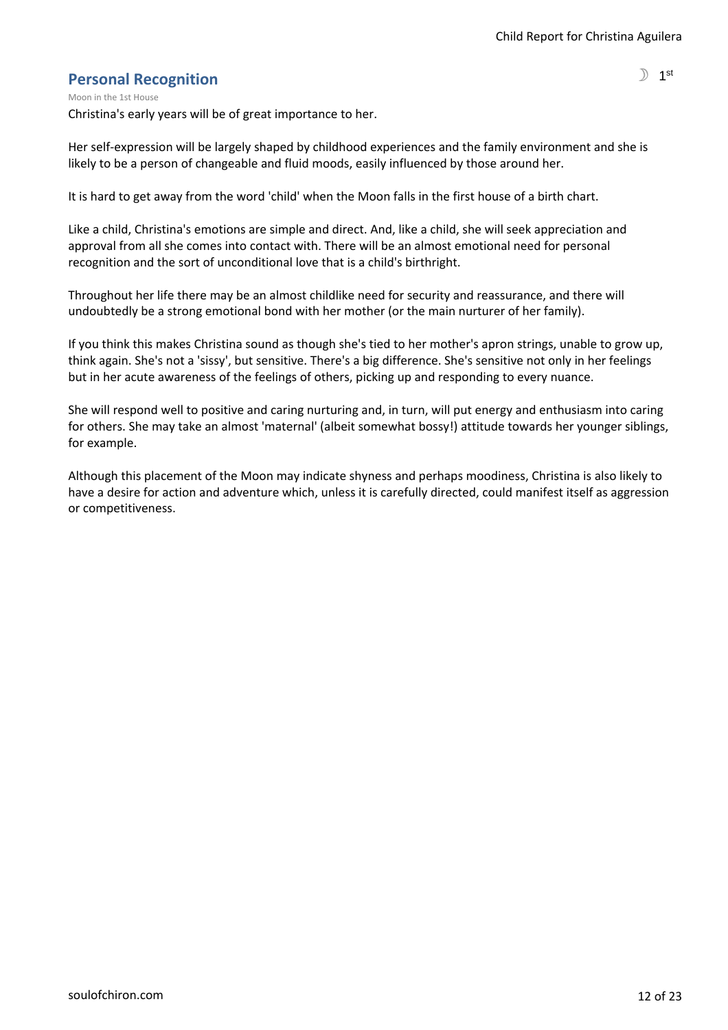## Personal Recognition

☽ 1st

Moon in the 1st House

Christina's early years will be of great importance to her.

Her self-expression will be largely shaped by childhood experiences and the family environment and she is likely to be a person of changeable and fluid moods, easily influenced by those around her.

It is hard to get away from the word 'child' when the Moon falls in the first house of a birth chart.

Like a child, Christina's emotions are simple and direct. And, like a child, she will seek appreciation and approval from all she comes into contact with. There will be an almost emotional need for personal recognition and the sort of unconditional love that is a child's birthright.

Throughout her life there may be an almost childlike need for security and reassurance, and there will undoubtedly be a strong emotional bond with her mother (or the main nurturer of her family).

If you think this makes Christina sound as though she's tied to her mother's apron strings, unable to grow up, think again. She's not a 'sissy', but sensitive. There's a big difference. She's sensitive not only in her feelings but in her acute awareness of the feelings of others, picking up and responding to every nuance.

She will respond well to positive and caring nurturing and, in turn, will put energy and enthusiasm into caring for others. She may take an almost 'maternal' (albeit somewhat bossy!) attitude towards her younger siblings, for example.

Although this placement of the Moon may indicate shyness and perhaps moodiness, Christina is also likely to have a desire for action and adventure which, unless it is carefully directed, could manifest itself as aggression or competitiveness.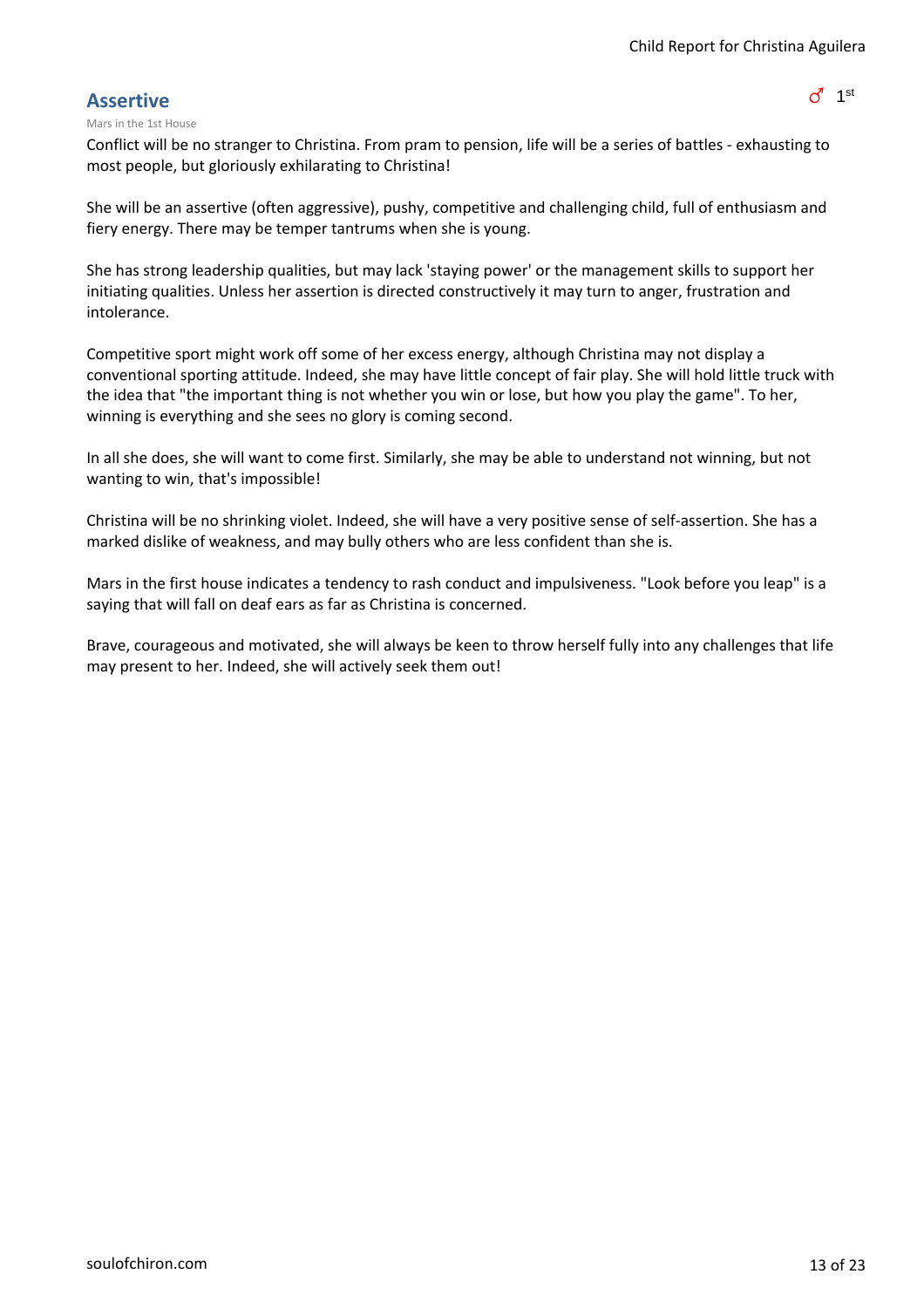## Assertive

♂ 1st

Mars in the 1st House

Conflict will be no stranger to Christina. From pram to pension, life will be a series of battles - exhausting to most people, but gloriously exhilarating to Christina!

She will be an assertive (often aggressive), pushy, competitive and challenging child, full of enthusiasm and fiery energy. There may be temper tantrums when she is young.

She has strong leadership qualities, but may lack 'staying power' or the management skills to support her initiating qualities. Unless her assertion is directed constructively it may turn to anger, frustration and intolerance.

Competitive sport might work off some of her excess energy, although Christina may not display a conventional sporting attitude. Indeed, she may have little concept of fair play. She will hold little truck with the idea that "the important thing is not whether you win or lose, but how you play the game". To her, winning is everything and she sees no glory is coming second.

In all she does, she will want to come first. Similarly, she may be able to understand not winning, but not wanting to win, that's impossible!

Christina will be no shrinking violet. Indeed, she will have a very positive sense of self-assertion. She has a marked dislike of weakness, and may bully others who are less confident than she is.

Mars in the first house indicates a tendency to rash conduct and impulsiveness. "Look before you leap" is a saying that will fall on deaf ears as far as Christina is concerned.

Brave, courageous and motivated, she will always be keen to throw herself fully into any challenges that life may present to her. Indeed, she will actively seek them out!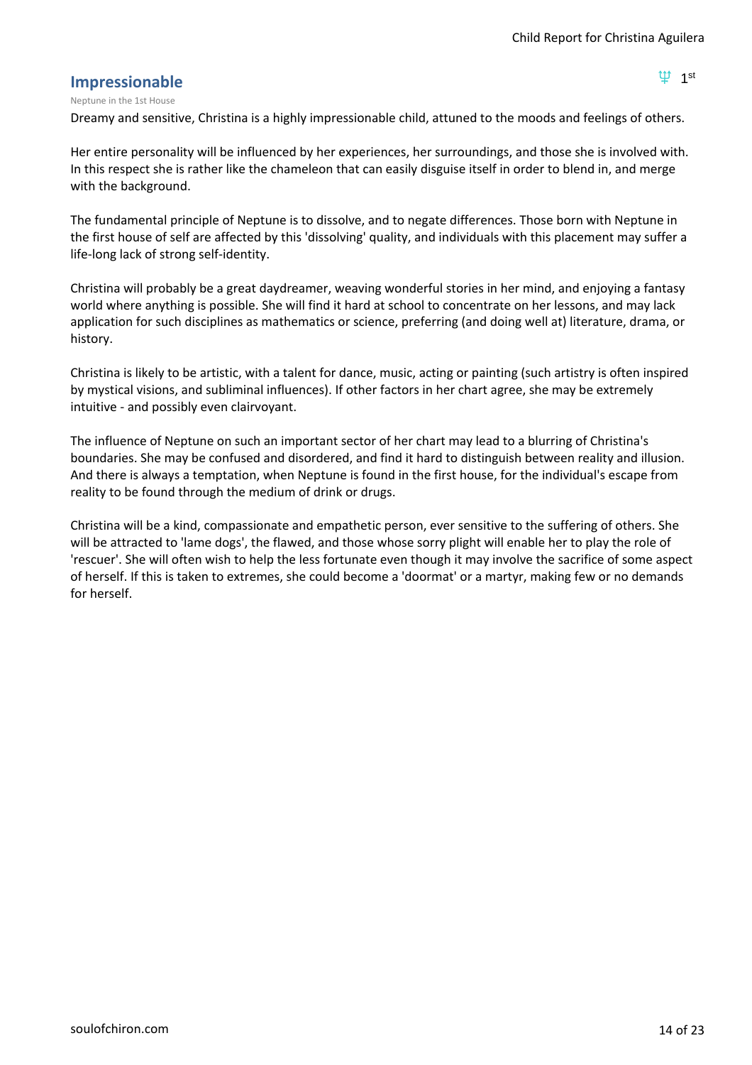## Impressionable

♆ 1st

Neptune in the 1st House

Dreamy and sensitive, Christina is a highly impressionable child, attuned to the moods and feelings of others.

Her entire personality will be influenced by her experiences, her surroundings, and those she is involved with. In this respect she is rather like the chameleon that can easily disguise itself in order to blend in, and merge with the background.

The fundamental principle of Neptune is to dissolve, and to negate differences. Those born with Neptune in the first house of self are affected by this 'dissolving' quality, and individuals with this placement may suffer a life-long lack of strong self-identity.

Christina will probably be a great daydreamer, weaving wonderful stories in her mind, and enjoying a fantasy world where anything is possible. She will find it hard at school to concentrate on her lessons, and may lack application for such disciplines as mathematics or science, preferring (and doing well at) literature, drama, or history.

Christina is likely to be artistic, with a talent for dance, music, acting or painting (such artistry is often inspired by mystical visions, and subliminal influences). If other factors in her chart agree, she may be extremely intuitive - and possibly even clairvoyant.

The influence of Neptune on such an important sector of her chart may lead to a blurring of Christina's boundaries. She may be confused and disordered, and find it hard to distinguish between reality and illusion. And there is always a temptation, when Neptune is found in the first house, for the individual's escape from reality to be found through the medium of drink or drugs.

Christina will be a kind, compassionate and empathetic person, ever sensitive to the suffering of others. She will be attracted to 'lame dogs', the flawed, and those whose sorry plight will enable her to play the role of 'rescuer'. She will often wish to help the less fortunate even though it may involve the sacrifice of some aspect of herself. If this is taken to extremes, she could become a 'doormat' or a martyr, making few or no demands for herself.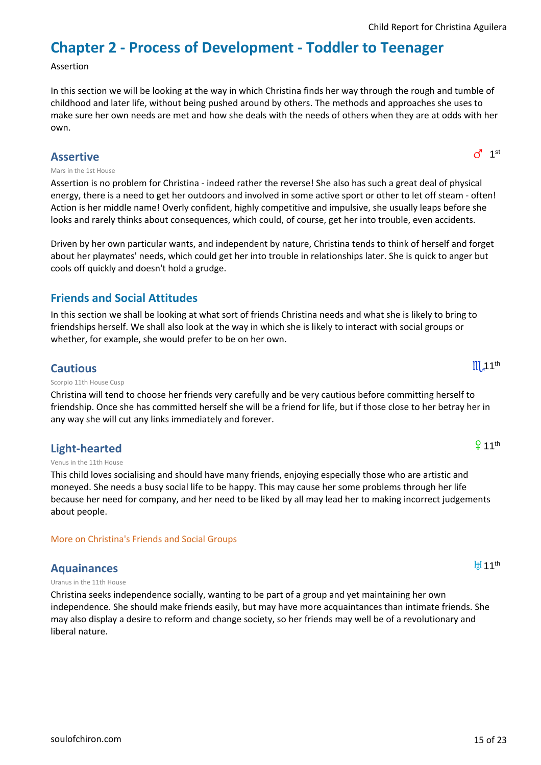# Chapter 2 - Process of Development - Toddler to Teenager

Assertion

In this section we will be looking at the way in which Christina finds her way through the rough and tumble of childhood and later life, without being pushed around by others. The methods and approaches she uses to make sure her own needs are met and how she deals with the needs of others when they are at odds with her own.

## Assertive

♂ 1st

Mars in the 1st House

Assertion is no problem for Christina - indeed rather the reverse! She also has such a great deal of physical energy, there is a need to get her outdoors and involved in some active sport or other to let off steam - often! Action is her middle name! Overly confident, highly competitive and impulsive, she usually leaps before she looks and rarely thinks about consequences, which could, of course, get her into trouble, even accidents.

Driven by her own particular wants, and independent by nature, Christina tends to think of herself and forget about her playmates' needs, which could get her into trouble in relationships later. She is quick to anger but cools off quickly and doesn't hold a grudge.

## Friends and Social Attitudes

In this section we shall be looking at what sort of friends Christina needs and what she is likely to bring to friendships herself. We shall also look at the way in which she is likely to interact with social groups or whether, for example, she would prefer to be on her own.

## Cautious

♏ 11th

Scorpio 11th House Cusp

Christina will tend to choose her friends very carefully and be very cautious before committing herself to friendship. Once she has committed herself she will be a friend for life, but if those close to her betray her in any way she will cut any links immediately and forever.

## Light-hearted

♀ 11th

Venus in the 11th House

This child loves socialising and should have many friends, enjoying especially those who are artistic and moneyed. She needs a busy social life to be happy. This may cause her some problems through her life because her need for company, and her need to be liked by all may lead her to making incorrect judgements about people.

More on Christina's Friends and Social Groups

## Aquainances

♅ 11th

Uranus in the 11th House

Christina seeks independence socially, wanting to be part of a group and yet maintaining her own independence. She should make friends easily, but may have more acquaintances than intimate friends. She may also display a desire to reform and change society, so her friends may well be of a revolutionary and liberal nature.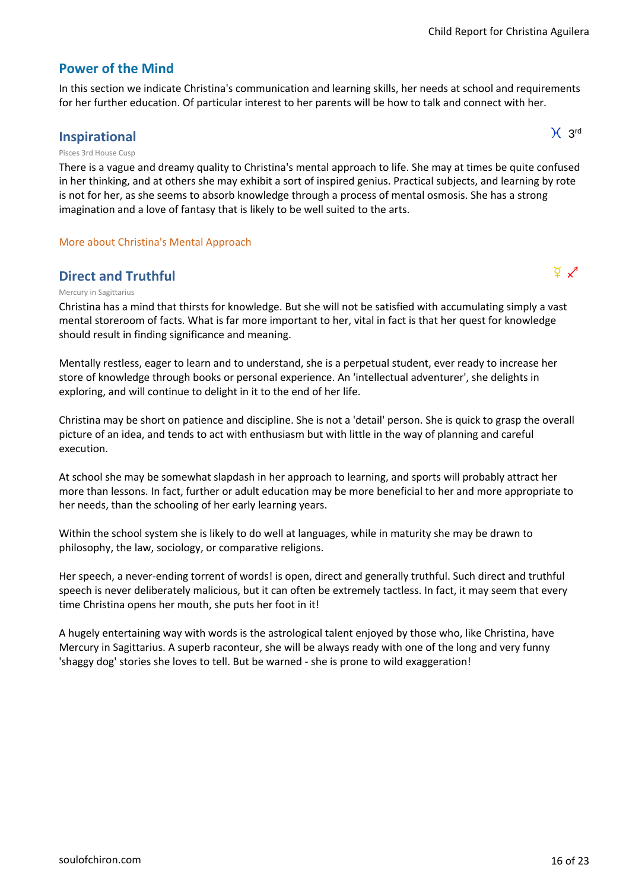## Power of the Mind

In this section we indicate Christina's communication and learning skills, her needs at school and requirements for her further education. Of particular interest to her parents will be how to talk and connect with her.

### Inspirational

♓ 3rd

Pisces 3rd House Cusp

There is a vague and dreamy quality to Christina's mental approach to life. She may at times be quite confused in her thinking, and at others she may exhibit a sort of inspired genius. Practical subjects, and learning by rote is not for her, as she seems to absorb knowledge through a process of mental osmosis. She has a strong imagination and a love of fantasy that is likely to be well suited to the arts.

More about Christina's Mental Approach

### Direct and Truthful

☿ ♐

Mercury in Sagittarius

Christina has a mind that thirsts for knowledge. But she will not be satisfied with accumulating simply a vast mental storeroom of facts. What is far more important to her, vital in fact is that her quest for knowledge should result in finding significance and meaning.

Mentally restless, eager to learn and to understand, she is a perpetual student, ever ready to increase her store of knowledge through books or personal experience. An 'intellectual adventurer', she delights in exploring, and will continue to delight in it to the end of her life.

Christina may be short on patience and discipline. She is not a 'detail' person. She is quick to grasp the overall picture of an idea, and tends to act with enthusiasm but with little in the way of planning and careful execution.

At school she may be somewhat slapdash in her approach to learning, and sports will probably attract her more than lessons. In fact, further or adult education may be more beneficial to her and more appropriate to her needs, than the schooling of her early learning years.

Within the school system she is likely to do well at languages, while in maturity she may be drawn to philosophy, the law, sociology, or comparative religions.

Her speech, a never-ending torrent of words! is open, direct and generally truthful. Such direct and truthful speech is never deliberately malicious, but it can often be extremely tactless. In fact, it may seem that every time Christina opens her mouth, she puts her foot in it!

A hugely entertaining way with words is the astrological talent enjoyed by those who, like Christina, have Mercury in Sagittarius. A superb raconteur, she will be always ready with one of the long and very funny 'shaggy dog' stories she loves to tell. But be warned - she is prone to wild exaggeration!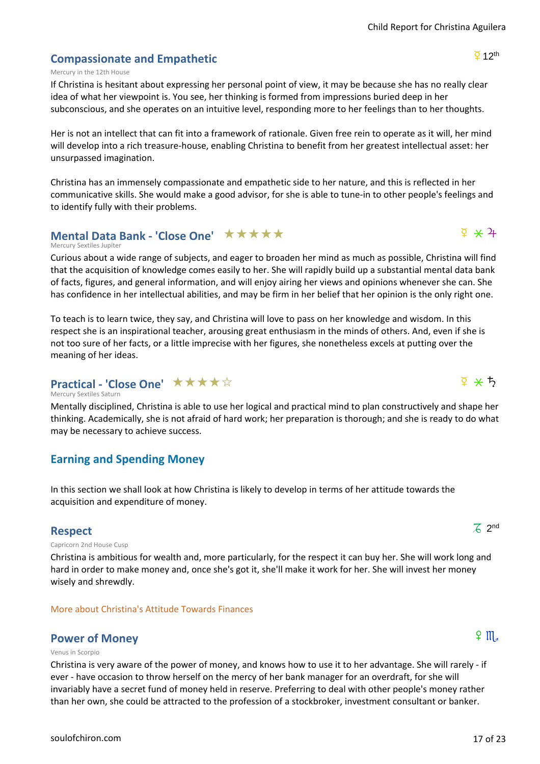## Compassionate and Empathetic

☿ 12th

Mercury in the 12th House

If Christina is hesitant about expressing her personal point of view, it may be because she has no really clear idea of what her viewpoint is. You see, her thinking is formed from impressions buried deep in her subconscious, and she operates on an intuitive level, responding more to her feelings than to her thoughts.

Her is not an intellect that can fit into a framework of rationale. Given free rein to operate as it will, her mind will develop into a rich treasure-house, enabling Christina to benefit from her greatest intellectual asset: her unsurpassed imagination.

Christina has an immensely compassionate and empathetic side to her nature, and this is reflected in her communicative skills. She would make a good advisor, for she is able to tune-in to other people's feelings and to identify fully with their problems.

## Mental Data Bank - 'Close One' ★★★★★

☿ ⚹ ♃

Mercury Sextiles Jupiter

Curious about a wide range of subjects, and eager to broaden her mind as much as possible, Christina will find that the acquisition of knowledge comes easily to her. She will rapidly build up a substantial mental data bank of facts, figures, and general information, and will enjoy airing her views and opinions whenever she can. She has confidence in her intellectual abilities, and may be firm in her belief that her opinion is the only right one.

To teach is to learn twice, they say, and Christina will love to pass on her knowledge and wisdom. In this respect she is an inspirational teacher, arousing great enthusiasm in the minds of others. And, even if she is not too sure of her facts, or a little imprecise with her figures, she nonetheless excels at putting over the meaning of her ideas.

## Practical - 'Close One' ★★★★☆

☿ ⚹ ♄

Mercury Sextiles Saturn

Mentally disciplined, Christina is able to use her logical and practical mind to plan constructively and shape her thinking. Academically, she is not afraid of hard work; her preparation is thorough; and she is ready to do what may be necessary to achieve success.

# Earning and Spending Money

In this section we shall look at how Christina is likely to develop in terms of her attitude towards the acquisition and expenditure of money.

## Respect

♑ 2nd

Capricorn 2nd House Cusp

Christina is ambitious for wealth and, more particularly, for the respect it can buy her. She will work long and hard in order to make money and, once she's got it, she'll make it work for her. She will invest her money wisely and shrewdly.

More about Christina's Attitude Towards Finances

## Power of Money

♀ ♏

Venus in Scorpio

Christina is very aware of the power of money, and knows how to use it to her advantage. She will rarely - if ever - have occasion to throw herself on the mercy of her bank manager for an overdraft, for she will invariably have a secret fund of money held in reserve. Preferring to deal with other people's money rather than her own, she could be attracted to the profession of a stockbroker, investment consultant or banker.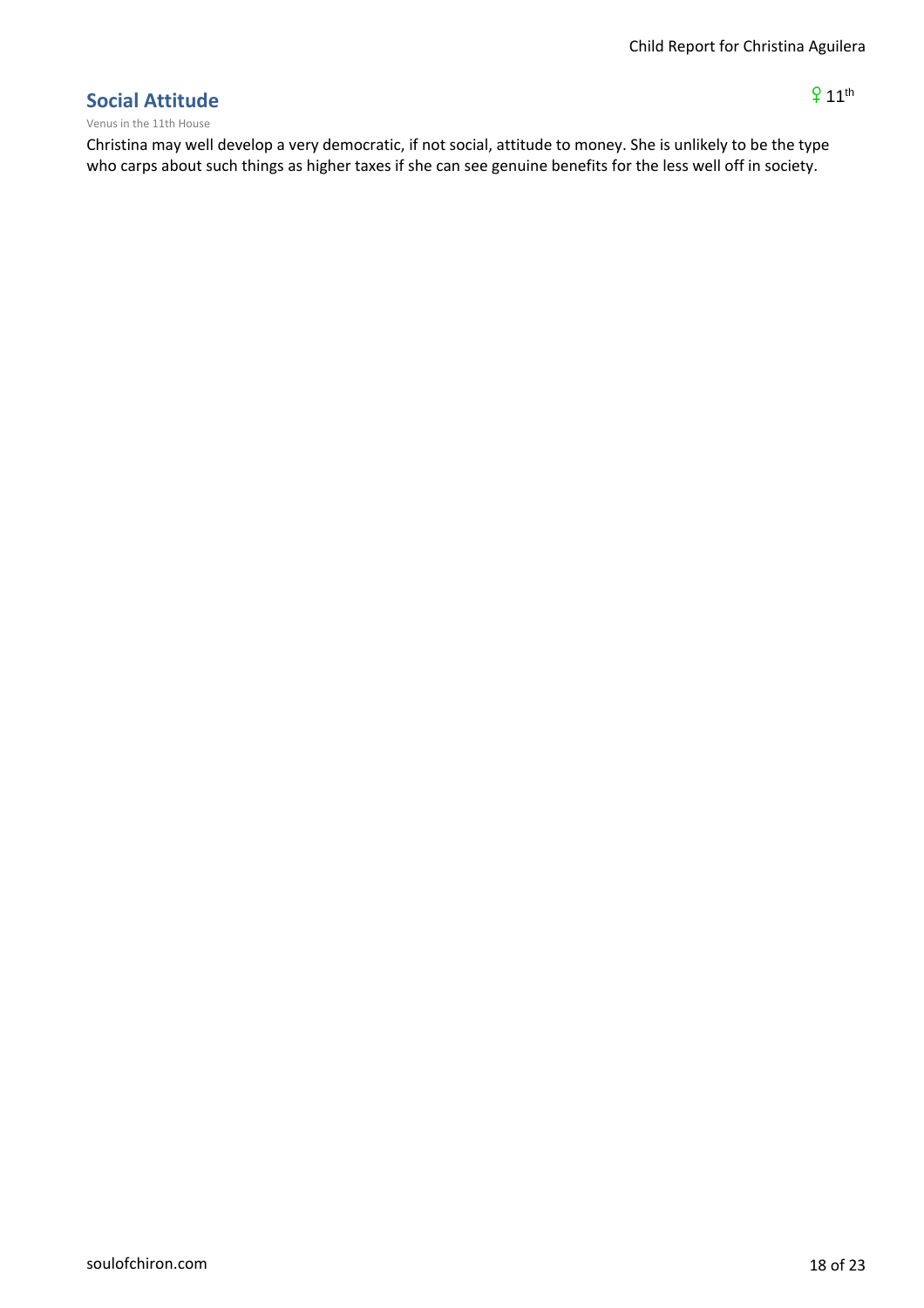## Social Attitude

♀ 11th

Venus in the 11th House

Christina may well develop a very democratic, if not social, attitude to money. She is unlikely to be the type who carps about such things as higher taxes if she can see genuine benefits for the less well off in society.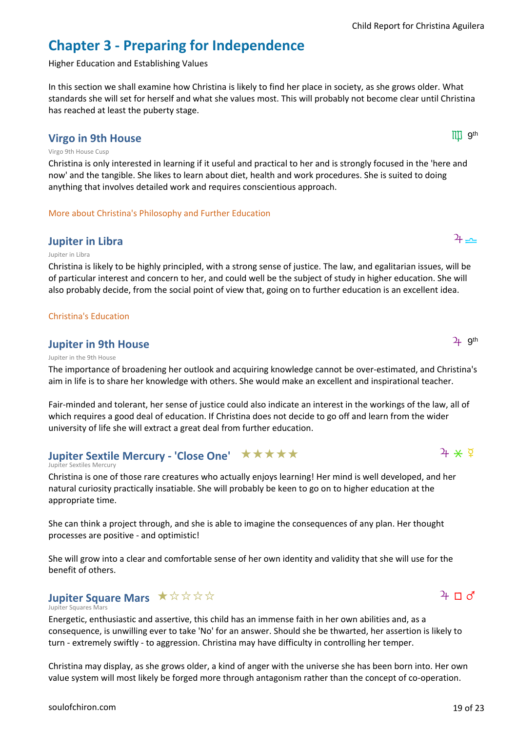# Chapter 3 - Preparing for Independence

Higher Education and Establishing Values

In this section we shall examine how Christina is likely to find her place in society, as she grows older. What standards she will set for herself and what she values most. This will probably not become clear until Christina has reached at least the puberty stage.

## Virgo in 9th House

♍ 9th

Virgo 9th House Cusp

Christina is only interested in learning if it useful and practical to her and is strongly focused in the 'here and now' and the tangible. She likes to learn about diet, health and work procedures. She is suited to doing anything that involves detailed work and requires conscientious approach.

More about Christina's Philosophy and Further Education

## Jupiter in Libra

♃ ♎

Jupiter in Libra

Christina is likely to be highly principled, with a strong sense of justice. The law, and egalitarian issues, will be of particular interest and concern to her, and could well be the subject of study in higher education. She will also probably decide, from the social point of view that, going on to further education is an excellent idea.

Christina's Education

## Jupiter in 9th House

♃ 9th

Jupiter in the 9th House

The importance of broadening her outlook and acquiring knowledge cannot be over-estimated, and Christina's aim in life is to share her knowledge with others. She would make an excellent and inspirational teacher.

Fair-minded and tolerant, her sense of justice could also indicate an interest in the workings of the law, all of which requires a good deal of education. If Christina does not decide to go off and learn from the wider university of life she will extract a great deal from further education.

## Jupiter Sextile Mercury - 'Close One' ★★★★★

♃ ⚹ ☿

Jupiter Sextiles Mercury

Christina is one of those rare creatures who actually enjoys learning! Her mind is well developed, and her natural curiosity practically insatiable. She will probably be keen to go on to higher education at the appropriate time.

She can think a project through, and she is able to imagine the consequences of any plan. Her thought processes are positive - and optimistic!

She will grow into a clear and comfortable sense of her own identity and validity that she will use for the benefit of others.

## Jupiter Square Mars ★☆☆☆☆

♃ □ ♂

Jupiter Squares Mars

Energetic, enthusiastic and assertive, this child has an immense faith in her own abilities and, as a consequence, is unwilling ever to take 'No' for an answer. Should she be thwarted, her assertion is likely to turn - extremely swiftly - to aggression. Christina may have difficulty in controlling her temper.

Christina may display, as she grows older, a kind of anger with the universe she has been born into. Her own value system will most likely be forged more through antagonism rather than the concept of co-operation.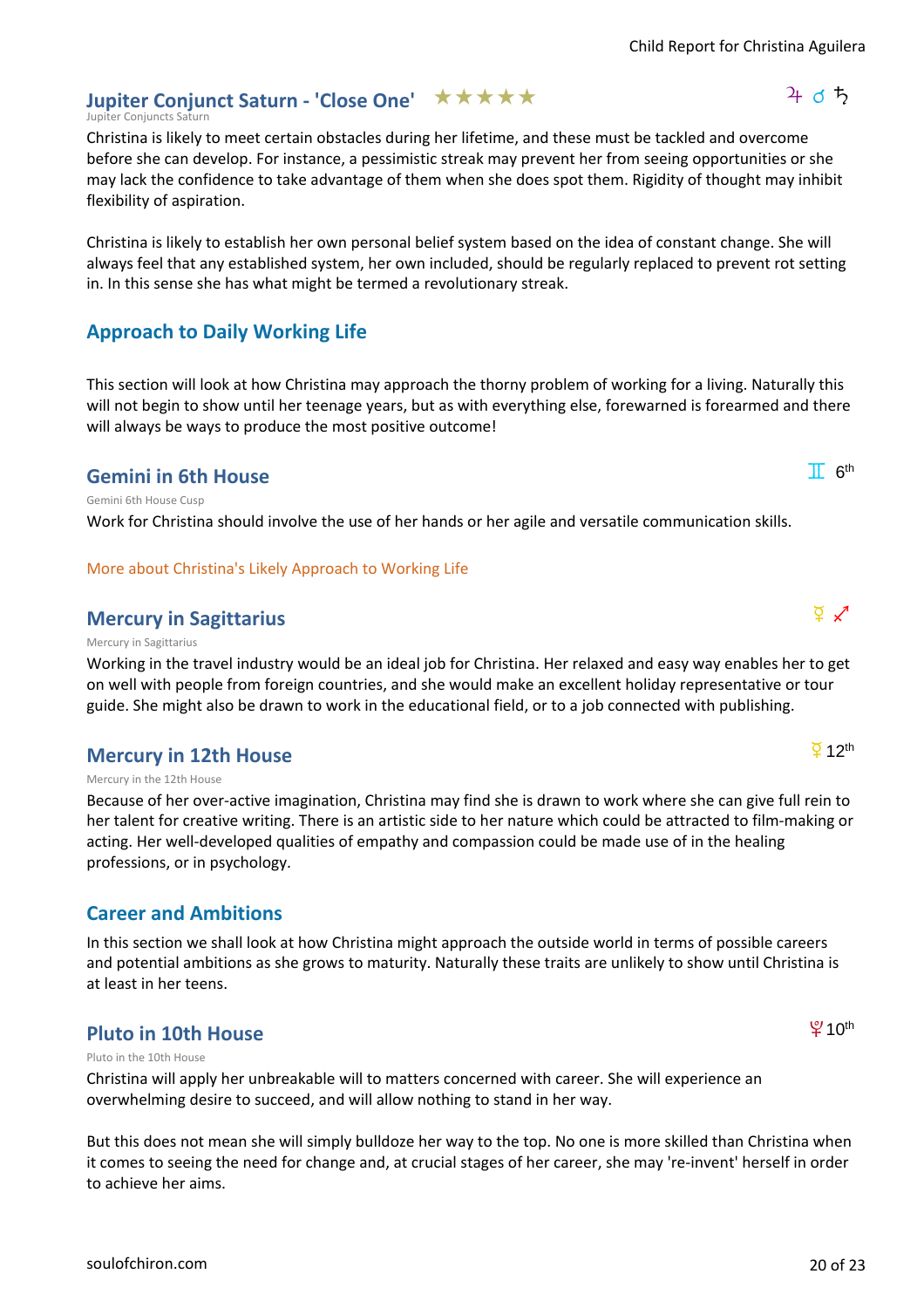### Jupiter Conjunct Saturn - 'Close One' ★★★★★

♃ ☌ ♄

Jupiter Conjuncts Saturn

Christina is likely to meet certain obstacles during her lifetime, and these must be tackled and overcome before she can develop. For instance, a pessimistic streak may prevent her from seeing opportunities or she may lack the confidence to take advantage of them when she does spot them. Rigidity of thought may inhibit flexibility of aspiration.

Christina is likely to establish her own personal belief system based on the idea of constant change. She will always feel that any established system, her own included, should be regularly replaced to prevent rot setting in. In this sense she has what might be termed a revolutionary streak.

## Approach to Daily Working Life

This section will look at how Christina may approach the thorny problem of working for a living. Naturally this will not begin to show until her teenage years, but as with everything else, forewarned is forearmed and there will always be ways to produce the most positive outcome!

### Gemini in 6th House

♊ 6th

Gemini 6th House Cusp

Work for Christina should involve the use of her hands or her agile and versatile communication skills.

More about Christina's Likely Approach to Working Life

### Mercury in Sagittarius

☿ ♐

Mercury in Sagittarius

Working in the travel industry would be an ideal job for Christina. Her relaxed and easy way enables her to get on well with people from foreign countries, and she would make an excellent holiday representative or tour guide. She might also be drawn to work in the educational field, or to a job connected with publishing.

### Mercury in 12th House

☿ 12th

Mercury in the 12th House

Because of her over-active imagination, Christina may find she is drawn to work where she can give full rein to her talent for creative writing. There is an artistic side to her nature which could be attracted to film-making or acting. Her well-developed qualities of empathy and compassion could be made use of in the healing professions, or in psychology.

## Career and Ambitions

In this section we shall look at how Christina might approach the outside world in terms of possible careers and potential ambitions as she grows to maturity. Naturally these traits are unlikely to show until Christina is at least in her teens.

### Pluto in 10th House

♇ 10th

Pluto in the 10th House

Christina will apply her unbreakable will to matters concerned with career. She will experience an overwhelming desire to succeed, and will allow nothing to stand in her way.

But this does not mean she will simply bulldoze her way to the top. No one is more skilled than Christina when it comes to seeing the need for change and, at crucial stages of her career, she may 're-invent' herself in order to achieve her aims.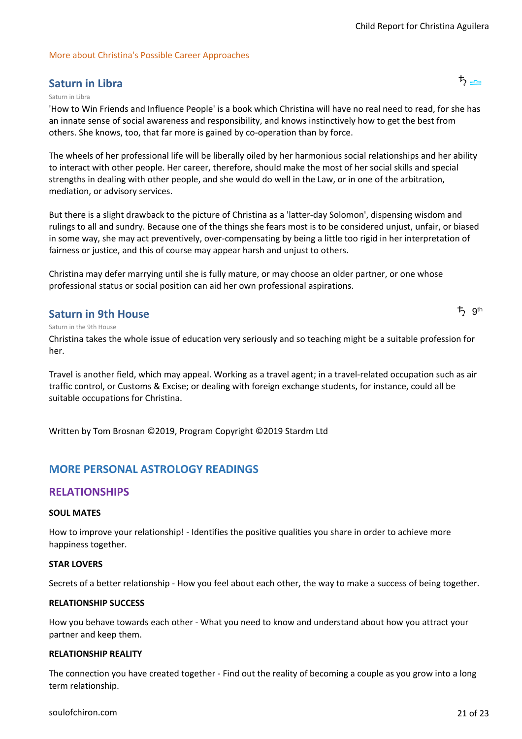More about Christina's Possible Career Approaches

## Saturn in Libra

♄ ♎

Saturn in Libra

'How to Win Friends and Influence People' is a book which Christina will have no real need to read, for she has an innate sense of social awareness and responsibility, and knows instinctively how to get the best from others. She knows, too, that far more is gained by co-operation than by force.

The wheels of her professional life will be liberally oiled by her harmonious social relationships and her ability to interact with other people. Her career, therefore, should make the most of her social skills and special strengths in dealing with other people, and she would do well in the Law, or in one of the arbitration, mediation, or advisory services.

But there is a slight drawback to the picture of Christina as a 'latter-day Solomon', dispensing wisdom and rulings to all and sundry. Because one of the things she fears most is to be considered unjust, unfair, or biased in some way, she may act preventively, over-compensating by being a little too rigid in her interpretation of fairness or justice, and this of course may appear harsh and unjust to others.

Christina may defer marrying until she is fully mature, or may choose an older partner, or one whose professional status or social position can aid her own professional aspirations.

## Saturn in 9th House

♄ 9th

Saturn in the 9th House

Christina takes the whole issue of education very seriously and so teaching might be a suitable profession for her.

Travel is another field, which may appeal. Working as a travel agent; in a travel-related occupation such as air traffic control, or Customs & Excise; or dealing with foreign exchange students, for instance, could all be suitable occupations for Christina.

Written by Tom Brosnan ©2019, Program Copyright ©2019 Stardm Ltd

## MORE PERSONAL ASTROLOGY READINGS

## RELATIONSHIPS

**SOUL MATES**

How to improve your relationship! - Identifies the positive qualities you share in order to achieve more happiness together.

**STAR LOVERS**

Secrets of a better relationship - How you feel about each other, the way to make a success of being together.

**RELATIONSHIP SUCCESS**

How you behave towards each other - What you need to know and understand about how you attract your partner and keep them.

**RELATIONSHIP REALITY**

The connection you have created together - Find out the reality of becoming a couple as you grow into a long term relationship.

soulofchiron.com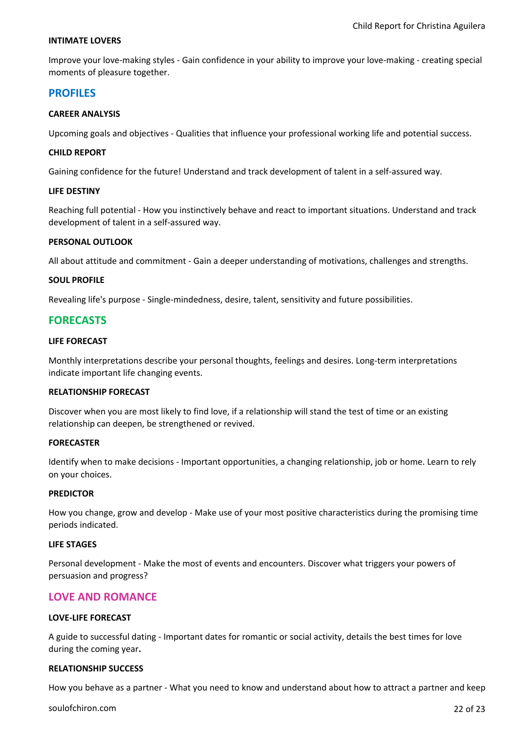#### INTIMATE LOVERS

Improve your love-making styles - Gain confidence in your ability to improve your love-making - creating special moments of pleasure together.

## PROFILES

#### CAREER ANALYSIS

Upcoming goals and objectives - Qualities that influence your professional working life and potential success.

#### CHILD REPORT

Gaining confidence for the future! Understand and track development of talent in a self-assured way.

#### LIFE DESTINY

Reaching full potential - How you instinctively behave and react to important situations. Understand and track development of talent in a self-assured way.

#### PERSONAL OUTLOOK

All about attitude and commitment - Gain a deeper understanding of motivations, challenges and strengths.

#### SOUL PROFILE

Revealing life's purpose - Single-mindedness, desire, talent, sensitivity and future possibilities.

## FORECASTS

#### LIFE FORECAST

Monthly interpretations describe your personal thoughts, feelings and desires. Long-term interpretations indicate important life changing events.

#### RELATIONSHIP FORECAST

Discover when you are most likely to find love, if a relationship will stand the test of time or an existing relationship can deepen, be strengthened or revived.

#### FORECASTER

Identify when to make decisions - Important opportunities, a changing relationship, job or home. Learn to rely on your choices.

#### PREDICTOR

How you change, grow and develop - Make use of your most positive characteristics during the promising time periods indicated.

#### LIFE STAGES

Personal development - Make the most of events and encounters. Discover what triggers your powers of persuasion and progress?

## LOVE AND ROMANCE

#### LOVE-LIFE FORECAST

A guide to successful dating - Important dates for romantic or social activity, details the best times for love during the coming year**.**

#### RELATIONSHIP SUCCESS

How you behave as a partner - What you need to know and understand about how to attract a partner and keep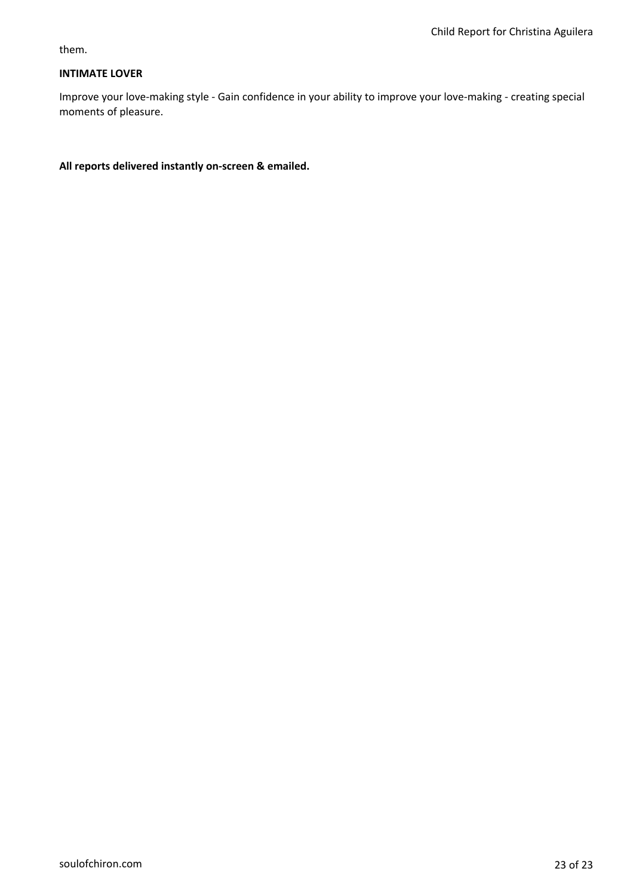them.

**INTIMATE LOVER**

Improve your love-making style - Gain confidence in your ability to improve your love-making - creating special moments of pleasure.

**All reports delivered instantly on-screen & emailed.**